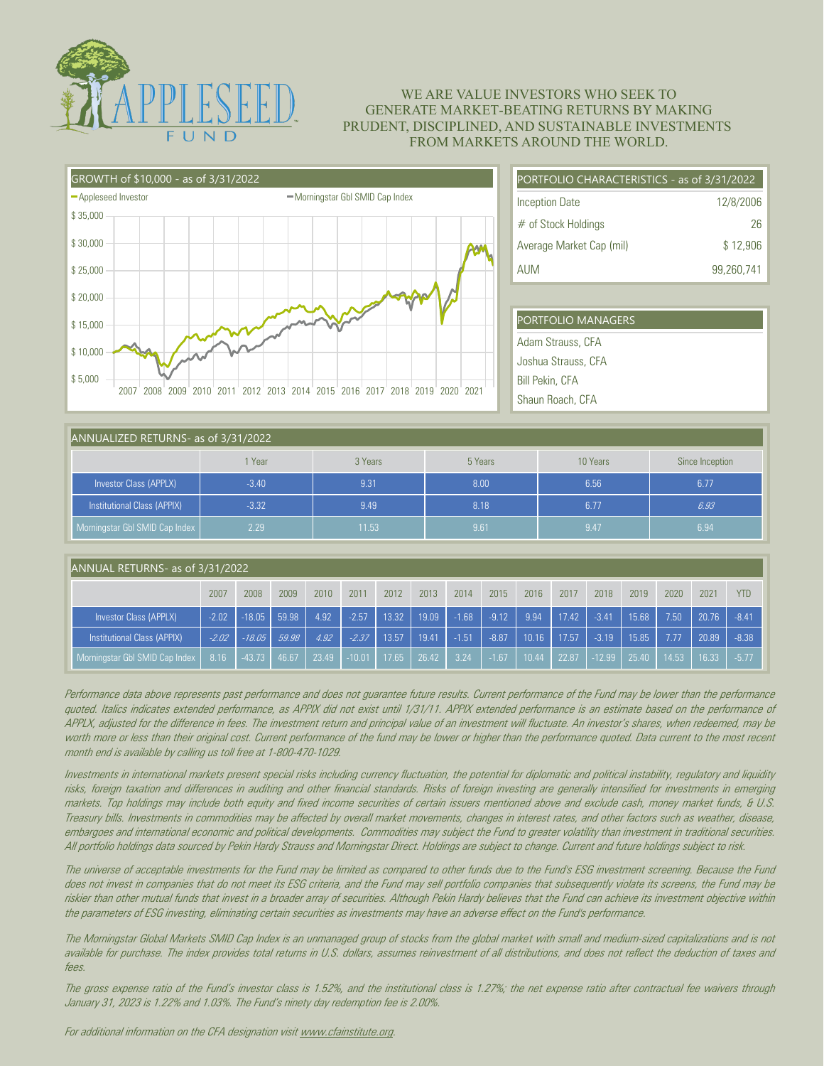APPLESEED FUND

WE ARE VALUE INVESTORS WHO SEEK TO GENERATE MARKET-BEATING RETURNS BY MAKING PRUDENT, DISCIPLINED, AND SUSTAINABLE INVESTMENTS FROM MARKETS AROUND THE WORLD.

## GROWTH of $10,000 - as of 3/31/2022

Appleseed Investor — Morningstar Gbl SMID Cap Index

## PORTFOLIO CHARACTERISTICS - as of 3/31/2022

| | |
|---|---|
| Inception Date | 12/8/2006 |
| # of Stock Holdings | 26 |
| Average Market Cap (mil) | $ 12,906 |
| AUM | 99,260,741 |

## PORTFOLIO MANAGERS

Adam Strauss, CFA
Joshua Strauss, CFA
Bill Pekin, CFA
Shaun Roach, CFA

## ANNUALIZED RETURNS- as of 3/31/2022

| | 1 Year | 3 Years | 5 Years | 10 Years | Since Inception |
|---|---|---|---|---|---|
| Investor Class (APPLX) | -3.40 | 9.31 | 8.00 | 6.56 | 6.77 |
| Institutional Class (APPIX) | -3.32 | 9.49 | 8.18 | 6.77 | *6.93* |
| Morningstar Gbl SMID Cap Index | 2.29 | 11.53 | 9.61 | 9.47 | 6.94 |

## ANNUAL RETURNS- as of 3/31/2022

| | 2007 | 2008 | 2009 | 2010 | 2011 | 2012 | 2013 | 2014 | 2015 | 2016 | 2017 | 2018 | 2019 | 2020 | 2021 | YTD |
|---|---|---|---|---|---|---|---|---|---|---|---|---|---|---|---|---|
| Investor Class (APPLX) | -2.02 | -18.05 | 59.98 | 4.92 | -2.57 | 13.32 | 19.09 | -1.68 | -9.12 | 9.94 | 17.42 | -3.41 | 15.68 | 7.50 | 20.76 | -8.41 |
| Institutional Class (APPIX) | *-2.02* | *-18.05* | *59.98* | *4.92* | *-2.37* | 13.57 | 19.41 | -1.51 | -8.87 | 10.16 | 17.57 | -3.19 | 15.85 | 7.77 | 20.89 | -8.38 |
| Morningstar Gbl SMID Cap Index | 8.16 | -43.73 | 46.67 | 23.49 | -10.01 | 17.65 | 26.42 | 3.24 | -1.67 | 10.44 | 22.87 | -12.99 | 25.40 | 14.53 | 16.33 | -5.77 |

*Performance data above represents past performance and does not guarantee future results. Current performance of the Fund may be lower than the performance quoted. Italics indicates extended performance, as APPIX did not exist until 1/31/11. APPIX extended performance is an estimate based on the performance of APPLX, adjusted for the difference in fees. The investment return and principal value of an investment will fluctuate. An investor's shares, when redeemed, may be worth more or less than their original cost. Current performance of the fund may be lower or higher than the performance quoted. Data current to the most recent month end is available by calling us toll free at 1-800-470-1029.*

*Investments in international markets present special risks including currency fluctuation, the potential for diplomatic and political instability, regulatory and liquidity risks, foreign taxation and differences in auditing and other financial standards. Risks of foreign investing are generally intensified for investments in emerging markets. Top holdings may include both equity and fixed income securities of certain issuers mentioned above and exclude cash, money market funds, & U.S. Treasury bills. Investments in commodities may be affected by overall market movements, changes in interest rates, and other factors such as weather, disease, embargoes and international economic and political developments. Commodities may subject the Fund to greater volatility than investment in traditional securities. All portfolio holdings data sourced by Pekin Hardy Strauss and Morningstar Direct. Holdings are subject to change. Current and future holdings subject to risk.*

*The universe of acceptable investments for the Fund may be limited as compared to other funds due to the Fund's ESG investment screening. Because the Fund does not invest in companies that do not meet its ESG criteria, and the Fund may sell portfolio companies that subsequently violate its screens, the Fund may be riskier than other mutual funds that invest in a broader array of securities. Although Pekin Hardy believes that the Fund can achieve its investment objective within the parameters of ESG investing, eliminating certain securities as investments may have an adverse effect on the Fund's performance.*

*The Morningstar Global Markets SMID Cap Index is an unmanaged group of stocks from the global market with small and medium-sized capitalizations and is not available for purchase. The index provides total returns in U.S. dollars, assumes reinvestment of all distributions, and does not reflect the deduction of taxes and fees.*

*The gross expense ratio of the Fund's investor class is 1.52%, and the institutional class is 1.27%; the net expense ratio after contractual fee waivers through January 31, 2023 is 1.22% and 1.03%. The Fund's ninety day redemption fee is 2.00%.*

*For additional information on the CFA designation visit www.cfainstitute.org.*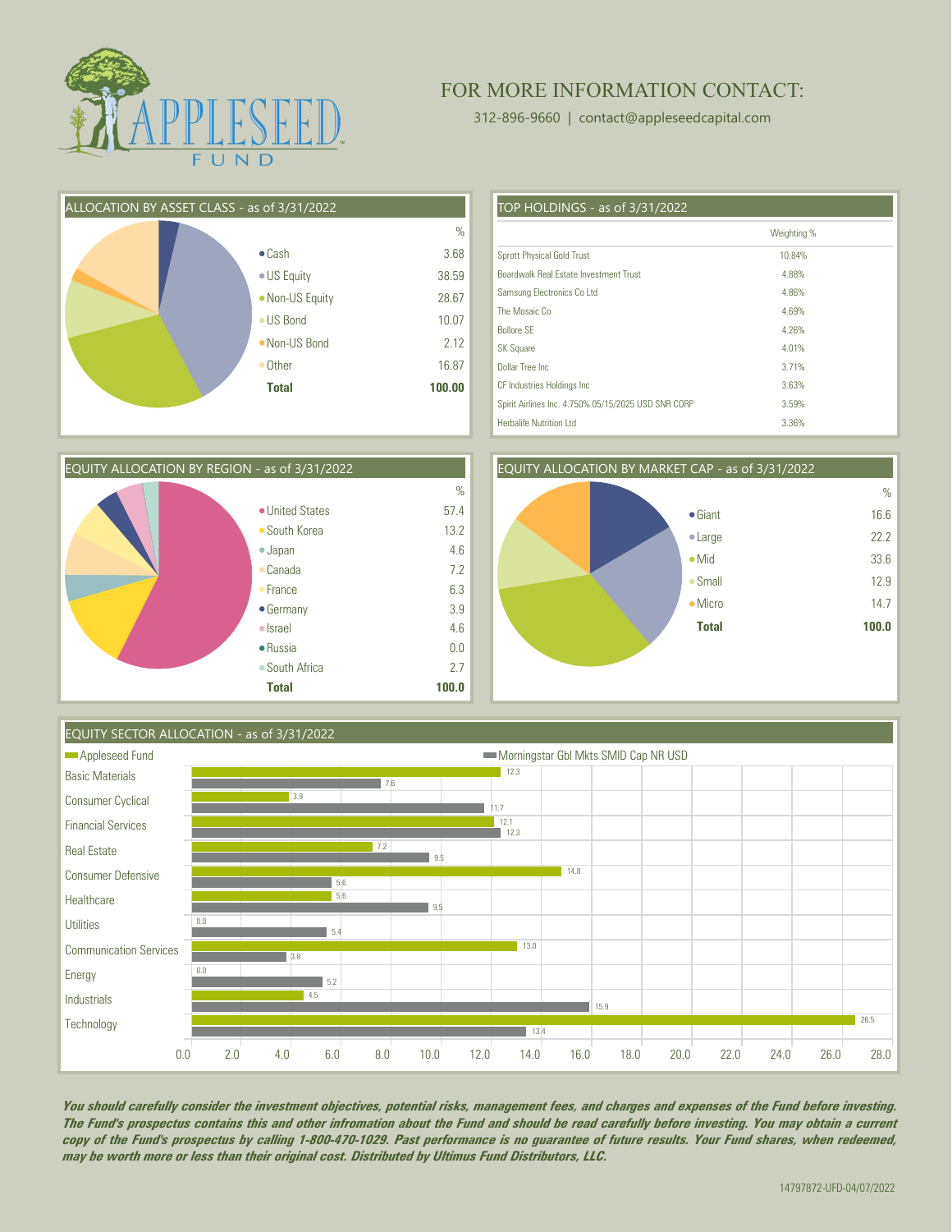# FOR MORE INFORMATION CONTACT:

312-896-9660 | contact@appleseedcapital.com

## ALLOCATION BY ASSET CLASS - as of 3/31/2022

| | % |
|---|---|
| Cash | 3.68 |
| US Equity | 38.59 |
| Non-US Equity | 28.67 |
| US Bond | 10.07 |
| Non-US Bond | 2.12 |
| Other | 16.87 |
| **Total** | **100.00** |

## TOP HOLDINGS - as of 3/31/2022

| | Weighting % |
|---|---|
| Sprott Physical Gold Trust | 10.84% |
| Boardwalk Real Estate Investment Trust | 4.88% |
| Samsung Electronics Co Ltd | 4.86% |
| The Mosaic Co | 4.69% |
| Bollore SE | 4.26% |
| SK Square | 4.01% |
| Dollar Tree Inc | 3.71% |
| CF Industries Holdings Inc | 3.63% |
| Spirit Airlines Inc. 4.750% 05/15/2025 USD SNR CORP | 3.59% |
| Herbalife Nutrition Ltd | 3.36% |

## EQUITY ALLOCATION BY REGION - as of 3/31/2022

| | % |
|---|---|
| United States | 57.4 |
| South Korea | 13.2 |
| Japan | 4.6 |
| Canada | 7.2 |
| France | 6.3 |
| Germany | 3.9 |
| Israel | 4.6 |
| Russia | 0.0 |
| South Africa | 2.7 |
| **Total** | **100.0** |

## EQUITY ALLOCATION BY MARKET CAP - as of 3/31/2022

| | % |
|---|---|
| Giant | 16.6 |
| Large | 22.2 |
| Mid | 33.6 |
| Small | 12.9 |
| Micro | 14.7 |
| **Total** | **100.0** |

## EQUITY SECTOR ALLOCATION - as of 3/31/2022

Appleseed Fund
Morningstar Gbl Mkts SMID Cap NR USD

Basic Materials 12.3 7.6
Consumer Cyclical 3.9 11.7
Financial Services 12.1 12.3
Real Estate 7.2 9.5
Consumer Defensive 14.8 5.6
Healthcare 5.6 9.5
Utilities 0.0 5.4
Communication Services 13.0 3.8
Energy 0.0 5.2
Industrials 4.5 15.9
Technology 26.5 13.4

0.0 2.0 4.0 6.0 8.0 10.0 12.0 14.0 16.0 18.0 20.0 22.0 24.0 26.0 28.0

***You should carefully consider the investment objectives, potential risks, management fees, and charges and expenses of the Fund before investing. The Fund's prospectus contains this and other infromation about the Fund and should be read carefully before investing. You may obtain a current copy of the Fund's prospectus by calling 1-800-470-1029. Past performance is no guarantee of future results. Your Fund shares, when redeemed, may be worth more or less than their original cost. Distributed by Ultimus Fund Distributors, LLC.***

14797872-UFD-04/07/2022